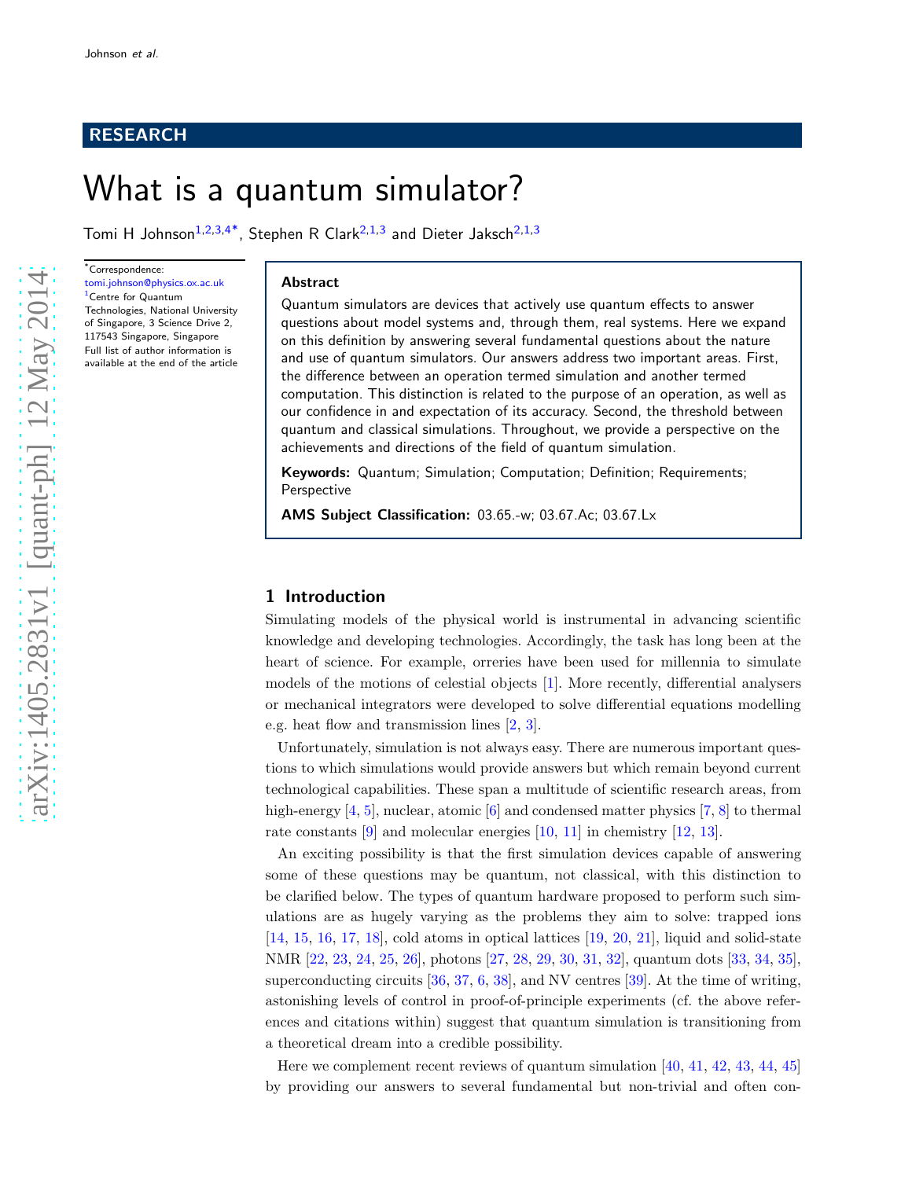RESEARCH

# What is a quantum simulator?

Tomi H Johnson[1,2,3,4*], Stephen R Clark[2,1,3] and Dieter Jaksch[2,1,3]

*Correspondence: tomi.johnson@physics.ox.ac.uk
[1]Centre for Quantum Technologies, National University of Singapore, 3 Science Drive 2, 117543 Singapore, Singapore
Full list of author information is available at the end of the article

## Abstract

Quantum simulators are devices that actively use quantum effects to answer questions about model systems and, through them, real systems. Here we expand on this definition by answering several fundamental questions about the nature and use of quantum simulators. Our answers address two important areas. First, the difference between an operation termed simulation and another termed computation. This distinction is related to the purpose of an operation, as well as our confidence in and expectation of its accuracy. Second, the threshold between quantum and classical simulations. Throughout, we provide a perspective on the achievements and directions of the field of quantum simulation.

**Keywords:** Quantum; Simulation; Computation; Definition; Requirements; Perspective

**AMS Subject Classification:** 03.65.-w; 03.67.Ac; 03.67.Lx

## 1 Introduction

Simulating models of the physical world is instrumental in advancing scientific knowledge and developing technologies. Accordingly, the task has long been at the heart of science. For example, orreries have been used for millennia to simulate models of the motions of celestial objects [1]. More recently, differential analysers or mechanical integrators were developed to solve differential equations modelling e.g. heat flow and transmission lines [2, 3].

Unfortunately, simulation is not always easy. There are numerous important questions to which simulations would provide answers but which remain beyond current technological capabilities. These span a multitude of scientific research areas, from high-energy [4, 5], nuclear, atomic [6] and condensed matter physics [7, 8] to thermal rate constants [9] and molecular energies [10, 11] in chemistry [12, 13].

An exciting possibility is that the first simulation devices capable of answering some of these questions may be quantum, not classical, with this distinction to be clarified below. The types of quantum hardware proposed to perform such simulations are as hugely varying as the problems they aim to solve: trapped ions [14, 15, 16, 17, 18], cold atoms in optical lattices [19, 20, 21], liquid and solid-state NMR [22, 23, 24, 25, 26], photons [27, 28, 29, 30, 31, 32], quantum dots [33, 34, 35], superconducting circuits [36, 37, 6, 38], and NV centres [39]. At the time of writing, astonishing levels of control in proof-of-principle experiments (cf. the above references and citations within) suggest that quantum simulation is transitioning from a theoretical dream into a credible possibility.

Here we complement recent reviews of quantum simulation [40, 41, 42, 43, 44, 45] by providing our answers to several fundamental but non-trivial and often con-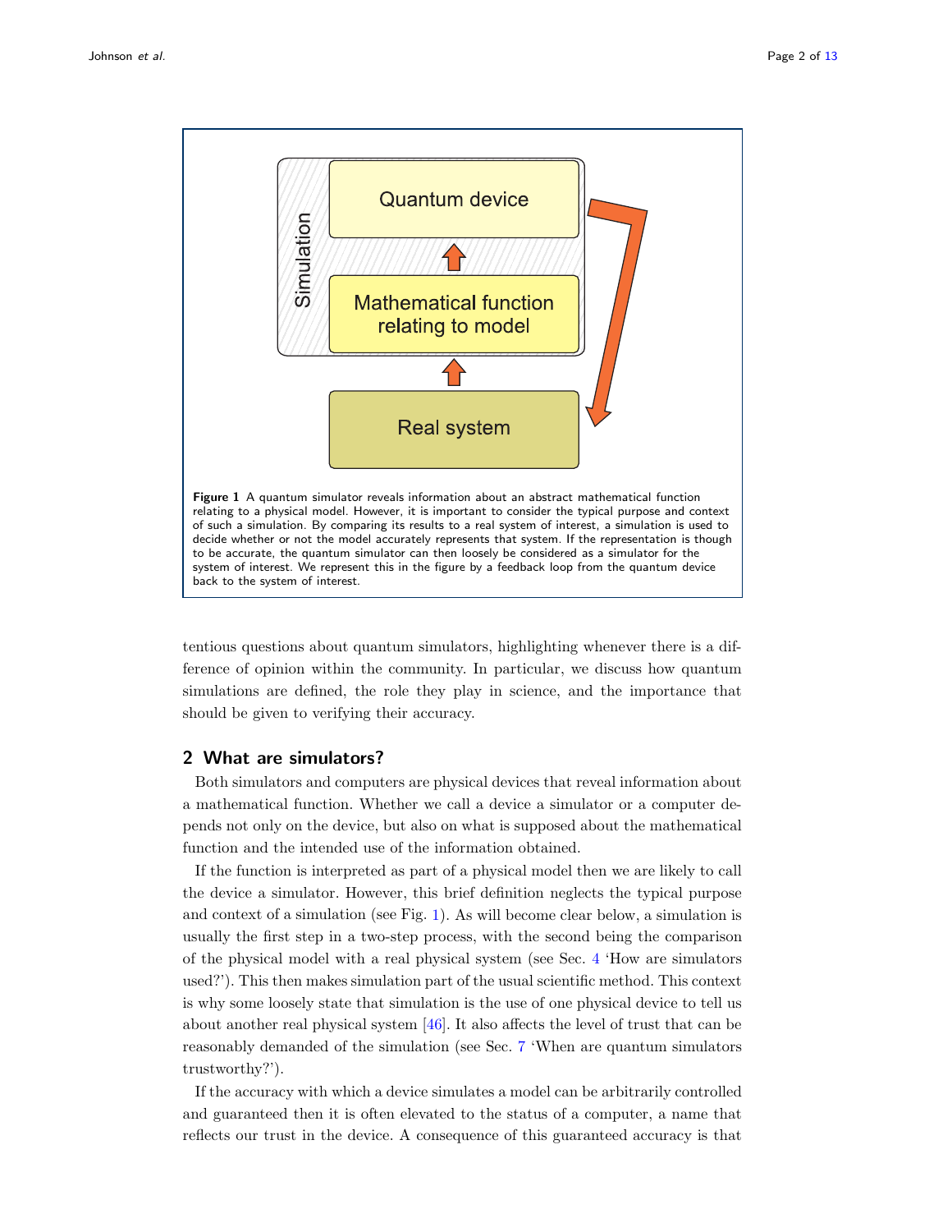**Figure 1** A quantum simulator reveals information about an abstract mathematical function relating to a physical model. However, it is important to consider the typical purpose and context of such a simulation. By comparing its results to a real system of interest, a simulation is used to decide whether or not the model accurately represents that system. If the representation is though to be accurate, the quantum simulator can then loosely be considered as a simulator for the system of interest. We represent this in the figure by a feedback loop from the quantum device back to the system of interest.

tentious questions about quantum simulators, highlighting whenever there is a difference of opinion within the community. In particular, we discuss how quantum simulations are defined, the role they play in science, and the importance that should be given to verifying their accuracy.

## 2 What are simulators?

Both simulators and computers are physical devices that reveal information about a mathematical function. Whether we call a device a simulator or a computer depends not only on the device, but also on what is supposed about the mathematical function and the intended use of the information obtained.

If the function is interpreted as part of a physical model then we are likely to call the device a simulator. However, this brief definition neglects the typical purpose and context of a simulation (see Fig. 1). As will become clear below, a simulation is usually the first step in a two-step process, with the second being the comparison of the physical model with a real physical system (see Sec. 4 'How are simulators used?'). This then makes simulation part of the usual scientific method. This context is why some loosely state that simulation is the use of one physical device to tell us about another real physical system [46]. It also affects the level of trust that can be reasonably demanded of the simulation (see Sec. 7 'When are quantum simulators trustworthy?').

If the accuracy with which a device simulates a model can be arbitrarily controlled and guaranteed then it is often elevated to the status of a computer, a name that reflects our trust in the device. A consequence of this guaranteed accuracy is that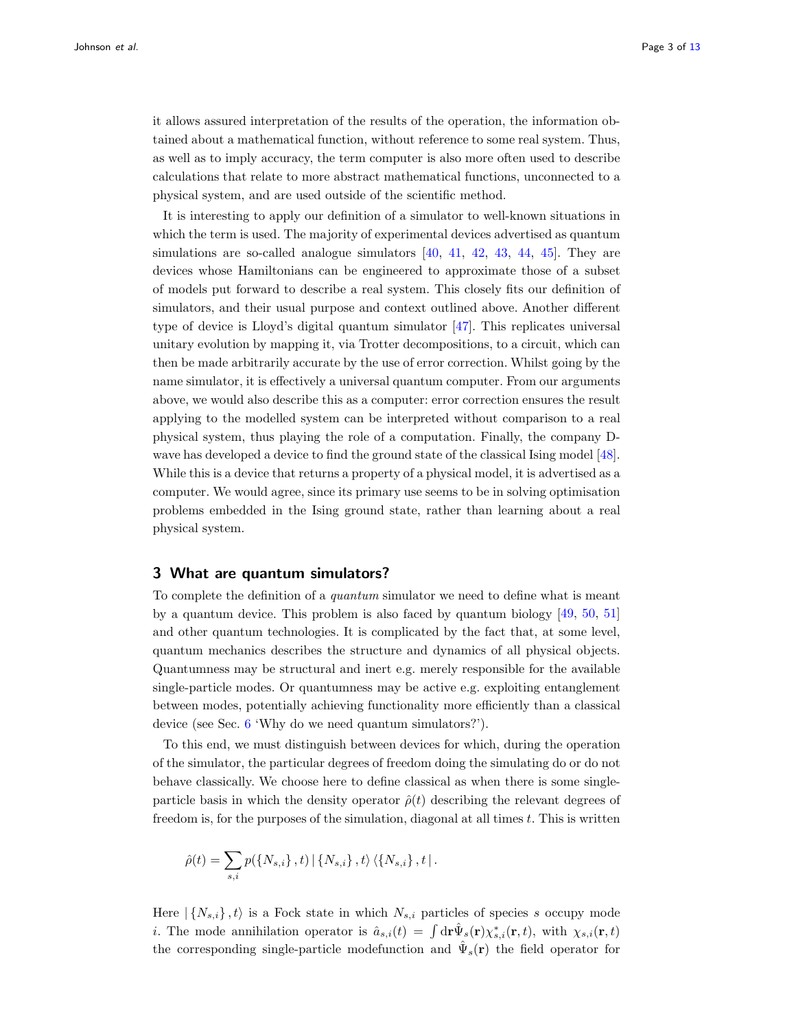it allows assured interpretation of the results of the operation, the information obtained about a mathematical function, without reference to some real system. Thus, as well as to imply accuracy, the term computer is also more often used to describe calculations that relate to more abstract mathematical functions, unconnected to a physical system, and are used outside of the scientific method.

It is interesting to apply our definition of a simulator to well-known situations in which the term is used. The majority of experimental devices advertised as quantum simulations are so-called analogue simulators [40, 41, 42, 43, 44, 45]. They are devices whose Hamiltonians can be engineered to approximate those of a subset of models put forward to describe a real system. This closely fits our definition of simulators, and their usual purpose and context outlined above. Another different type of device is Lloyd's digital quantum simulator [47]. This replicates universal unitary evolution by mapping it, via Trotter decompositions, to a circuit, which can then be made arbitrarily accurate by the use of error correction. Whilst going by the name simulator, it is effectively a universal quantum computer. From our arguments above, we would also describe this as a computer: error correction ensures the result applying to the modelled system can be interpreted without comparison to a real physical system, thus playing the role of a computation. Finally, the company D-wave has developed a device to find the ground state of the classical Ising model [48]. While this is a device that returns a property of a physical model, it is advertised as a computer. We would agree, since its primary use seems to be in solving optimisation problems embedded in the Ising ground state, rather than learning about a real physical system.

## 3 What are quantum simulators?

To complete the definition of a *quantum* simulator we need to define what is meant by a quantum device. This problem is also faced by quantum biology [49, 50, 51] and other quantum technologies. It is complicated by the fact that, at some level, quantum mechanics describes the structure and dynamics of all physical objects. Quantumness may be structural and inert e.g. merely responsible for the available single-particle modes. Or quantumness may be active e.g. exploiting entanglement between modes, potentially achieving functionality more efficiently than a classical device (see Sec. 6 'Why do we need quantum simulators?').

To this end, we must distinguish between devices for which, during the operation of the simulator, the particular degrees of freedom doing the simulating do or do not behave classically. We choose here to define classical as when there is some single-particle basis in which the density operator $\hat{\rho}(t)$ describing the relevant degrees of freedom is, for the purposes of the simulation, diagonal at all times $t$. This is written

$$\hat{\rho}(t) = \sum_{s,i} p(\{N_{s,i}\}, t) \, | \{N_{s,i}\}, t\rangle \langle \{N_{s,i}\}, t| \, .$$

Here $|\{N_{s,i}\}, t\rangle$ is a Fock state in which $N_{s,i}$ particles of species $s$ occupy mode $i$. The mode annihilation operator is $\hat{a}_{s,i}(t) = \int d\mathbf{r} \hat{\Psi}_s(\mathbf{r}) \chi^*_{s,i}(\mathbf{r}, t)$, with $\chi_{s,i}(\mathbf{r}, t)$ the corresponding single-particle modefunction and $\hat{\Psi}_s(\mathbf{r})$ the field operator for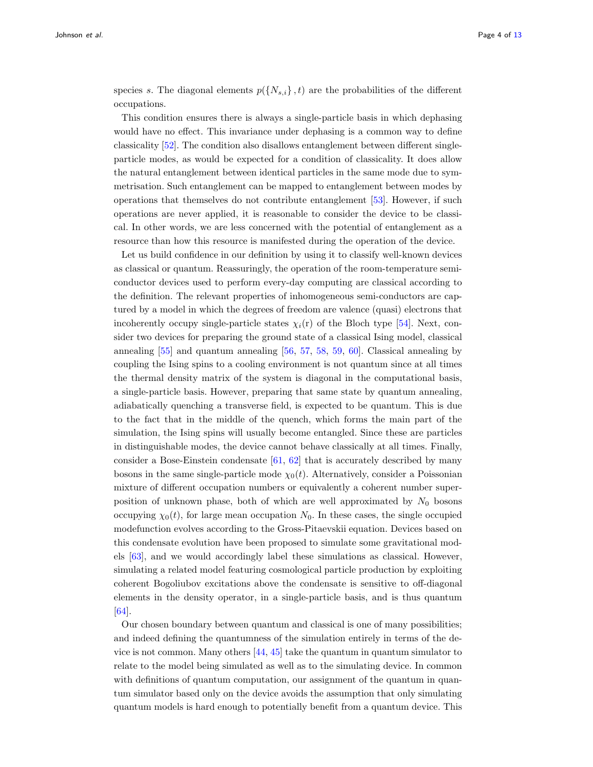species $s$. The diagonal elements $p(\{N_{s,i}\}, t)$ are the probabilities of the different occupations.

This condition ensures there is always a single-particle basis in which dephasing would have no effect. This invariance under dephasing is a common way to define classicality [52]. The condition also disallows entanglement between different single-particle modes, as would be expected for a condition of classicality. It does allow the natural entanglement between identical particles in the same mode due to symmetrisation. Such entanglement can be mapped to entanglement between modes by operations that themselves do not contribute entanglement [53]. However, if such operations are never applied, it is reasonable to consider the device to be classical. In other words, we are less concerned with the potential of entanglement as a resource than how this resource is manifested during the operation of the device.

Let us build confidence in our definition by using it to classify well-known devices as classical or quantum. Reassuringly, the operation of the room-temperature semi-conductor devices used to perform every-day computing are classical according to the definition. The relevant properties of inhomogeneous semi-conductors are captured by a model in which the degrees of freedom are valence (quasi) electrons that incoherently occupy single-particle states $\chi_i(\mathrm{r})$ of the Bloch type [54]. Next, consider two devices for preparing the ground state of a classical Ising model, classical annealing [55] and quantum annealing [56, 57, 58, 59, 60]. Classical annealing by coupling the Ising spins to a cooling environment is not quantum since at all times the thermal density matrix of the system is diagonal in the computational basis, a single-particle basis. However, preparing that same state by quantum annealing, adiabatically quenching a transverse field, is expected to be quantum. This is due to the fact that in the middle of the quench, which forms the main part of the simulation, the Ising spins will usually become entangled. Since these are particles in distinguishable modes, the device cannot behave classically at all times. Finally, consider a Bose-Einstein condensate [61, 62] that is accurately described by many bosons in the same single-particle mode $\chi_0(t)$. Alternatively, consider a Poissonian mixture of different occupation numbers or equivalently a coherent number superposition of unknown phase, both of which are well approximated by $N_0$ bosons occupying $\chi_0(t)$, for large mean occupation $N_0$. In these cases, the single occupied modefunction evolves according to the Gross-Pitaevskii equation. Devices based on this condensate evolution have been proposed to simulate some gravitational models [63], and we would accordingly label these simulations as classical. However, simulating a related model featuring cosmological particle production by exploiting coherent Bogoliubov excitations above the condensate is sensitive to off-diagonal elements in the density operator, in a single-particle basis, and is thus quantum [64].

Our chosen boundary between quantum and classical is one of many possibilities; and indeed defining the quantumness of the simulation entirely in terms of the device is not common. Many others [44, 45] take the quantum in quantum simulator to relate to the model being simulated as well as to the simulating device. In common with definitions of quantum computation, our assignment of the quantum in quantum simulator based only on the device avoids the assumption that only simulating quantum models is hard enough to potentially benefit from a quantum device. This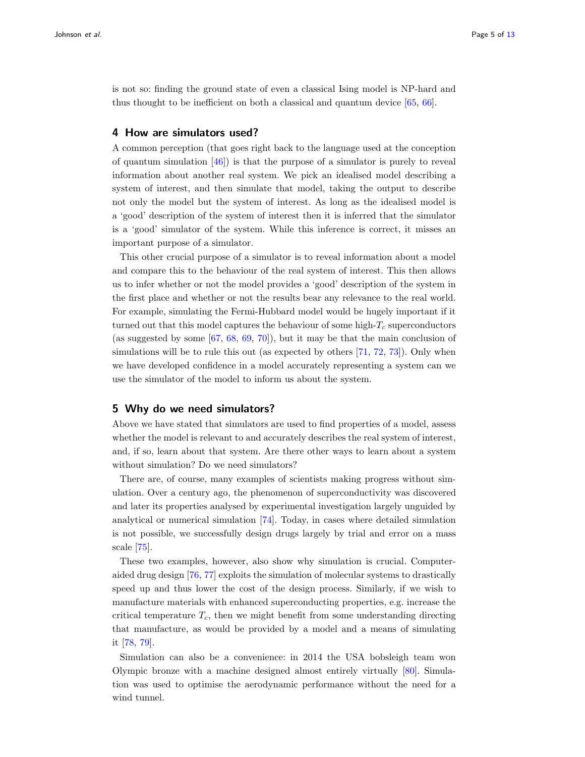is not so: finding the ground state of even a classical Ising model is NP-hard and thus thought to be inefficient on both a classical and quantum device [65, 66].

## 4 How are simulators used?

A common perception (that goes right back to the language used at the conception of quantum simulation [46]) is that the purpose of a simulator is purely to reveal information about another real system. We pick an idealised model describing a system of interest, and then simulate that model, taking the output to describe not only the model but the system of interest. As long as the idealised model is a 'good' description of the system of interest then it is inferred that the simulator is a 'good' simulator of the system. While this inference is correct, it misses an important purpose of a simulator.

This other crucial purpose of a simulator is to reveal information about a model and compare this to the behaviour of the real system of interest. This then allows us to infer whether or not the model provides a 'good' description of the system in the first place and whether or not the results bear any relevance to the real world. For example, simulating the Fermi-Hubbard model would be hugely important if it turned out that this model captures the behaviour of some high-$T_c$ superconductors (as suggested by some [67, 68, 69, 70]), but it may be that the main conclusion of simulations will be to rule this out (as expected by others [71, 72, 73]). Only when we have developed confidence in a model accurately representing a system can we use the simulator of the model to inform us about the system.

## 5 Why do we need simulators?

Above we have stated that simulators are used to find properties of a model, assess whether the model is relevant to and accurately describes the real system of interest, and, if so, learn about that system. Are there other ways to learn about a system without simulation? Do we need simulators?

There are, of course, many examples of scientists making progress without simulation. Over a century ago, the phenomenon of superconductivity was discovered and later its properties analysed by experimental investigation largely unguided by analytical or numerical simulation [74]. Today, in cases where detailed simulation is not possible, we successfully design drugs largely by trial and error on a mass scale [75].

These two examples, however, also show why simulation is crucial. Computer-aided drug design [76, 77] exploits the simulation of molecular systems to drastically speed up and thus lower the cost of the design process. Similarly, if we wish to manufacture materials with enhanced superconducting properties, e.g. increase the critical temperature $T_c$, then we might benefit from some understanding directing that manufacture, as would be provided by a model and a means of simulating it [78, 79].

Simulation can also be a convenience: in 2014 the USA bobsleigh team won Olympic bronze with a machine designed almost entirely virtually [80]. Simulation was used to optimise the aerodynamic performance without the need for a wind tunnel.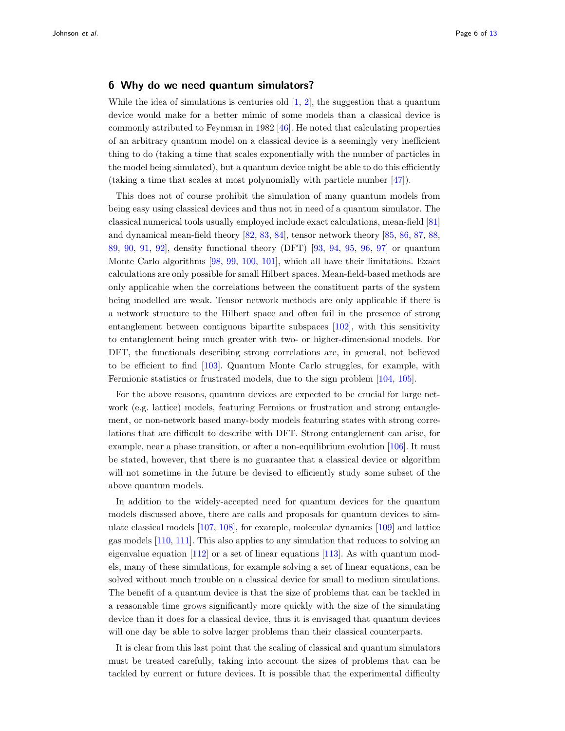## 6 Why do we need quantum simulators?

While the idea of simulations is centuries old [1, 2], the suggestion that a quantum device would make for a better mimic of some models than a classical device is commonly attributed to Feynman in 1982 [46]. He noted that calculating properties of an arbitrary quantum model on a classical device is a seemingly very inefficient thing to do (taking a time that scales exponentially with the number of particles in the model being simulated), but a quantum device might be able to do this efficiently (taking a time that scales at most polynomially with particle number [47]).

This does not of course prohibit the simulation of many quantum models from being easy using classical devices and thus not in need of a quantum simulator. The classical numerical tools usually employed include exact calculations, mean-field [81] and dynamical mean-field theory [82, 83, 84], tensor network theory [85, 86, 87, 88, 89, 90, 91, 92], density functional theory (DFT) [93, 94, 95, 96, 97] or quantum Monte Carlo algorithms [98, 99, 100, 101], which all have their limitations. Exact calculations are only possible for small Hilbert spaces. Mean-field-based methods are only applicable when the correlations between the constituent parts of the system being modelled are weak. Tensor network methods are only applicable if there is a network structure to the Hilbert space and often fail in the presence of strong entanglement between contiguous bipartite subspaces [102], with this sensitivity to entanglement being much greater with two- or higher-dimensional models. For DFT, the functionals describing strong correlations are, in general, not believed to be efficient to find [103]. Quantum Monte Carlo struggles, for example, with Fermionic statistics or frustrated models, due to the sign problem [104, 105].

For the above reasons, quantum devices are expected to be crucial for large network (e.g. lattice) models, featuring Fermions or frustration and strong entanglement, or non-network based many-body models featuring states with strong correlations that are difficult to describe with DFT. Strong entanglement can arise, for example, near a phase transition, or after a non-equilibrium evolution [106]. It must be stated, however, that there is no guarantee that a classical device or algorithm will not sometime in the future be devised to efficiently study some subset of the above quantum models.

In addition to the widely-accepted need for quantum devices for the quantum models discussed above, there are calls and proposals for quantum devices to simulate classical models [107, 108], for example, molecular dynamics [109] and lattice gas models [110, 111]. This also applies to any simulation that reduces to solving an eigenvalue equation [112] or a set of linear equations [113]. As with quantum models, many of these simulations, for example solving a set of linear equations, can be solved without much trouble on a classical device for small to medium simulations. The benefit of a quantum device is that the size of problems that can be tackled in a reasonable time grows significantly more quickly with the size of the simulating device than it does for a classical device, thus it is envisaged that quantum devices will one day be able to solve larger problems than their classical counterparts.

It is clear from this last point that the scaling of classical and quantum simulators must be treated carefully, taking into account the sizes of problems that can be tackled by current or future devices. It is possible that the experimental difficulty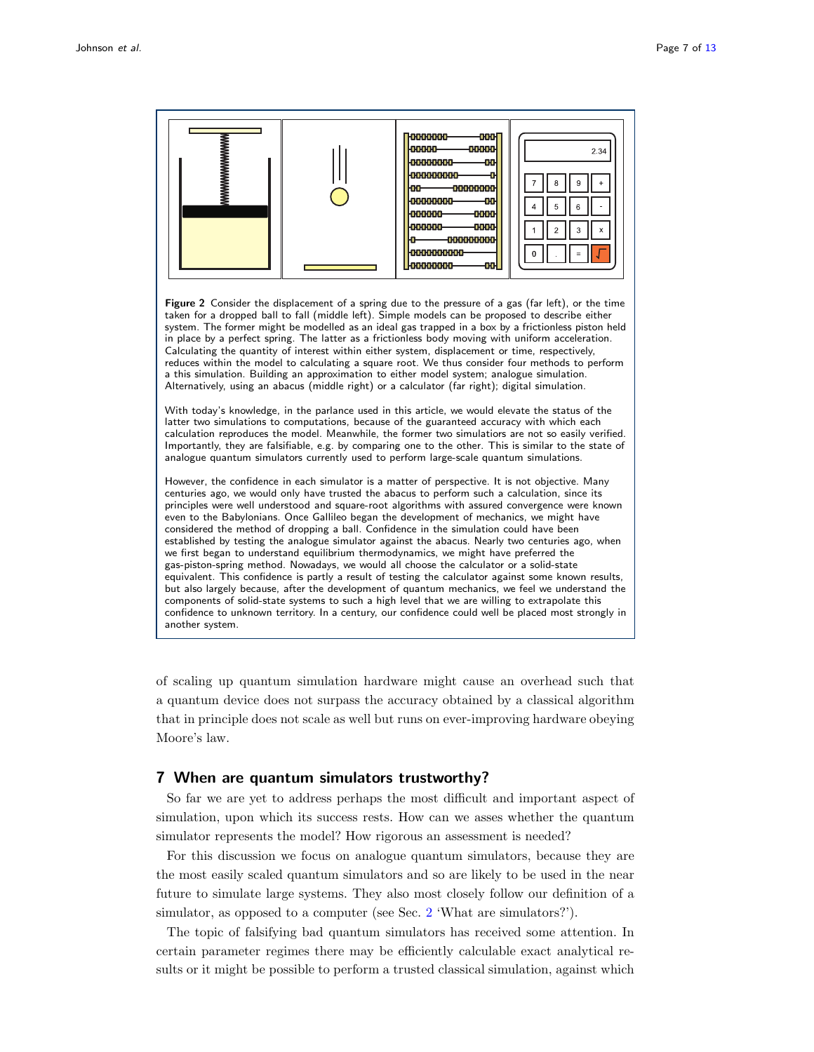2.34

7 8 9 +

4 5 6 -

1 2 3 x

0 . = √

**Figure 2** Consider the displacement of a spring due to the pressure of a gas (far left), or the time taken for a dropped ball to fall (middle left). Simple models can be proposed to describe either system. The former might be modelled as an ideal gas trapped in a box by a frictionless piston held in place by a perfect spring. The latter as a frictionless body moving with uniform acceleration. Calculating the quantity of interest within either system, displacement or time, respectively, reduces within the model to calculating a square root. We thus consider four methods to perform a this simulation. Building an approximation to either model system; analogue simulation. Alternatively, using an abacus (middle right) or a calculator (far right); digital simulation.

With today's knowledge, in the parlance used in this article, we would elevate the status of the latter two simulations to computations, because of the guaranteed accuracy with which each calculation reproduces the model. Meanwhile, the former two simulators are not so easily verified. Importantly, they are falsifiable, e.g. by comparing one to the other. This is similar to the state of analogue quantum simulators currently used to perform large-scale quantum simulations.

However, the confidence in each simulator is a matter of perspective. It is not objective. Many centuries ago, we would only have trusted the abacus to perform such a calculation, since its principles were well understood and square-root algorithms with assured convergence were known even to the Babylonians. Once Gallileo began the development of mechanics, we might have considered the method of dropping a ball. Confidence in the simulation could have been established by testing the analogue simulator against the abacus. Nearly two centuries ago, when we first began to understand equilibrium thermodynamics, we might have preferred the gas-piston-spring method. Nowadays, we would all choose the calculator or a solid-state equivalent. This confidence is partly a result of testing the calculator against some known results, but also largely because, after the development of quantum mechanics, we feel we understand the components of solid-state systems to such a high level that we are willing to extrapolate this confidence to unknown territory. In a century, our confidence could well be placed most strongly in another system.

of scaling up quantum simulation hardware might cause an overhead such that a quantum device does not surpass the accuracy obtained by a classical algorithm that in principle does not scale as well but runs on ever-improving hardware obeying Moore's law.

## 7 When are quantum simulators trustworthy?

So far we are yet to address perhaps the most difficult and important aspect of simulation, upon which its success rests. How can we asses whether the quantum simulator represents the model? How rigorous an assessment is needed?

For this discussion we focus on analogue quantum simulators, because they are the most easily scaled quantum simulators and so are likely to be used in the near future to simulate large systems. They also most closely follow our definition of a simulator, as opposed to a computer (see Sec. 2 'What are simulators?').

The topic of falsifying bad quantum simulators has received some attention. In certain parameter regimes there may be efficiently calculable exact analytical results or it might be possible to perform a trusted classical simulation, against which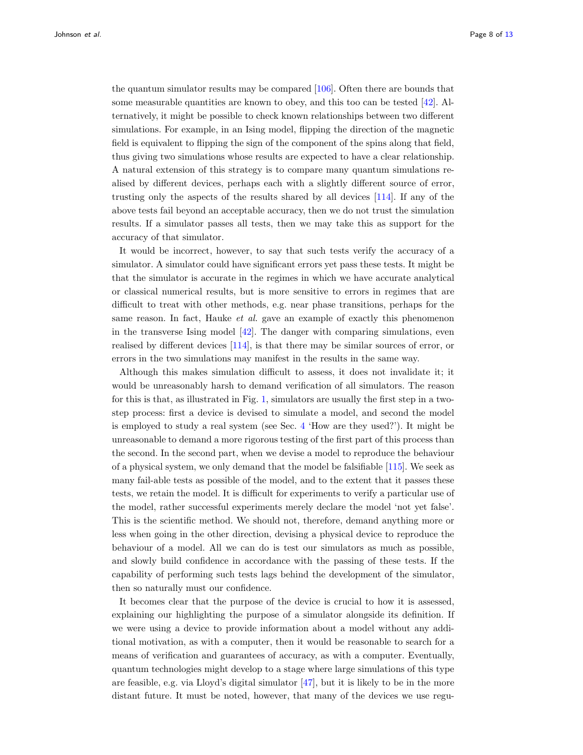the quantum simulator results may be compared [106]. Often there are bounds that some measurable quantities are known to obey, and this too can be tested [42]. Alternatively, it might be possible to check known relationships between two different simulations. For example, in an Ising model, flipping the direction of the magnetic field is equivalent to flipping the sign of the component of the spins along that field, thus giving two simulations whose results are expected to have a clear relationship. A natural extension of this strategy is to compare many quantum simulations realised by different devices, perhaps each with a slightly different source of error, trusting only the aspects of the results shared by all devices [114]. If any of the above tests fail beyond an acceptable accuracy, then we do not trust the simulation results. If a simulator passes all tests, then we may take this as support for the accuracy of that simulator.

It would be incorrect, however, to say that such tests verify the accuracy of a simulator. A simulator could have significant errors yet pass these tests. It might be that the simulator is accurate in the regimes in which we have accurate analytical or classical numerical results, but is more sensitive to errors in regimes that are difficult to treat with other methods, e.g. near phase transitions, perhaps for the same reason. In fact, Hauke *et al.* gave an example of exactly this phenomenon in the transverse Ising model [42]. The danger with comparing simulations, even realised by different devices [114], is that there may be similar sources of error, or errors in the two simulations may manifest in the results in the same way.

Although this makes simulation difficult to assess, it does not invalidate it; it would be unreasonably harsh to demand verification of all simulators. The reason for this is that, as illustrated in Fig. 1, simulators are usually the first step in a two-step process: first a device is devised to simulate a model, and second the model is employed to study a real system (see Sec. 4 'How are they used?'). It might be unreasonable to demand a more rigorous testing of the first part of this process than the second. In the second part, when we devise a model to reproduce the behaviour of a physical system, we only demand that the model be falsifiable [115]. We seek as many fail-able tests as possible of the model, and to the extent that it passes these tests, we retain the model. It is difficult for experiments to verify a particular use of the model, rather successful experiments merely declare the model 'not yet false'. This is the scientific method. We should not, therefore, demand anything more or less when going in the other direction, devising a physical device to reproduce the behaviour of a model. All we can do is test our simulators as much as possible, and slowly build confidence in accordance with the passing of these tests. If the capability of performing such tests lags behind the development of the simulator, then so naturally must our confidence.

It becomes clear that the purpose of the device is crucial to how it is assessed, explaining our highlighting the purpose of a simulator alongside its definition. If we were using a device to provide information about a model without any additional motivation, as with a computer, then it would be reasonable to search for a means of verification and guarantees of accuracy, as with a computer. Eventually, quantum technologies might develop to a stage where large simulations of this type are feasible, e.g. via Lloyd's digital simulator [47], but it is likely to be in the more distant future. It must be noted, however, that many of the devices we use regu-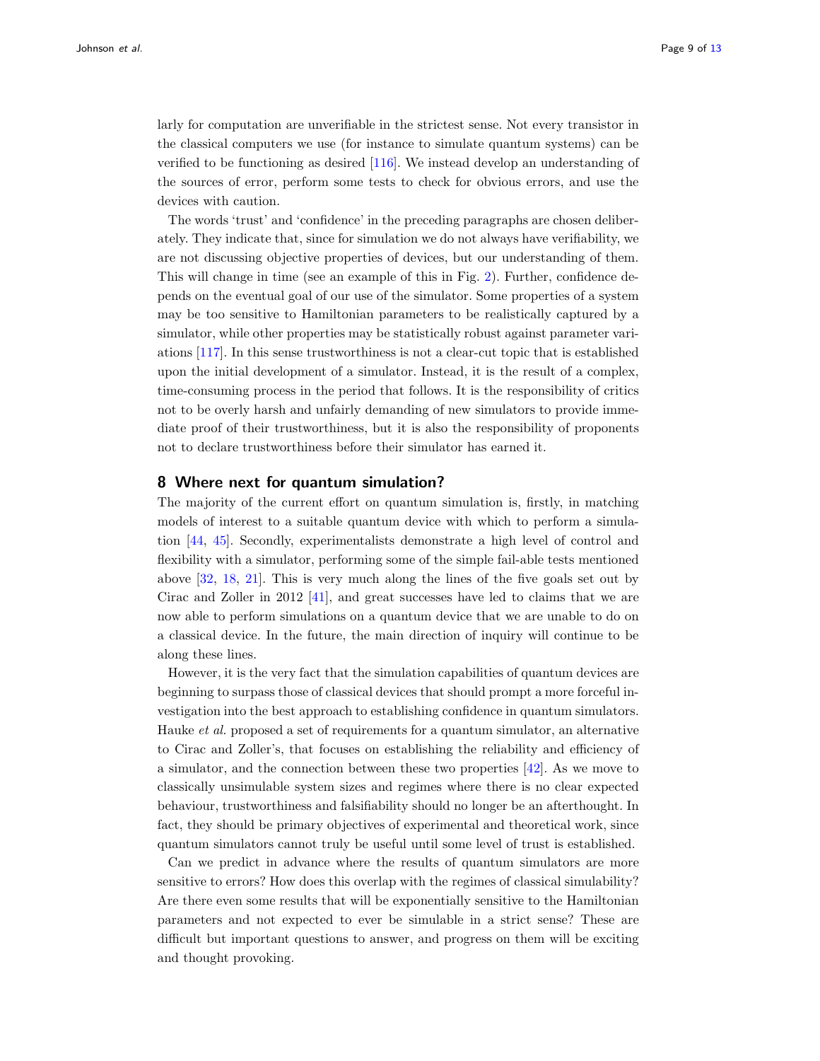larly for computation are unverifiable in the strictest sense. Not every transistor in the classical computers we use (for instance to simulate quantum systems) can be verified to be functioning as desired [116]. We instead develop an understanding of the sources of error, perform some tests to check for obvious errors, and use the devices with caution.

The words 'trust' and 'confidence' in the preceding paragraphs are chosen deliberately. They indicate that, since for simulation we do not always have verifiability, we are not discussing objective properties of devices, but our understanding of them. This will change in time (see an example of this in Fig. 2). Further, confidence depends on the eventual goal of our use of the simulator. Some properties of a system may be too sensitive to Hamiltonian parameters to be realistically captured by a simulator, while other properties may be statistically robust against parameter variations [117]. In this sense trustworthiness is not a clear-cut topic that is established upon the initial development of a simulator. Instead, it is the result of a complex, time-consuming process in the period that follows. It is the responsibility of critics not to be overly harsh and unfairly demanding of new simulators to provide immediate proof of their trustworthiness, but it is also the responsibility of proponents not to declare trustworthiness before their simulator has earned it.

## 8 Where next for quantum simulation?

The majority of the current effort on quantum simulation is, firstly, in matching models of interest to a suitable quantum device with which to perform a simulation [44, 45]. Secondly, experimentalists demonstrate a high level of control and flexibility with a simulator, performing some of the simple fail-able tests mentioned above [32, 18, 21]. This is very much along the lines of the five goals set out by Cirac and Zoller in 2012 [41], and great successes have led to claims that we are now able to perform simulations on a quantum device that we are unable to do on a classical device. In the future, the main direction of inquiry will continue to be along these lines.

However, it is the very fact that the simulation capabilities of quantum devices are beginning to surpass those of classical devices that should prompt a more forceful investigation into the best approach to establishing confidence in quantum simulators. Hauke *et al.* proposed a set of requirements for a quantum simulator, an alternative to Cirac and Zoller's, that focuses on establishing the reliability and efficiency of a simulator, and the connection between these two properties [42]. As we move to classically unsimulable system sizes and regimes where there is no clear expected behaviour, trustworthiness and falsifiability should no longer be an afterthought. In fact, they should be primary objectives of experimental and theoretical work, since quantum simulators cannot truly be useful until some level of trust is established.

Can we predict in advance where the results of quantum simulators are more sensitive to errors? How does this overlap with the regimes of classical simulability? Are there even some results that will be exponentially sensitive to the Hamiltonian parameters and not expected to ever be simulable in a strict sense? These are difficult but important questions to answer, and progress on them will be exciting and thought provoking.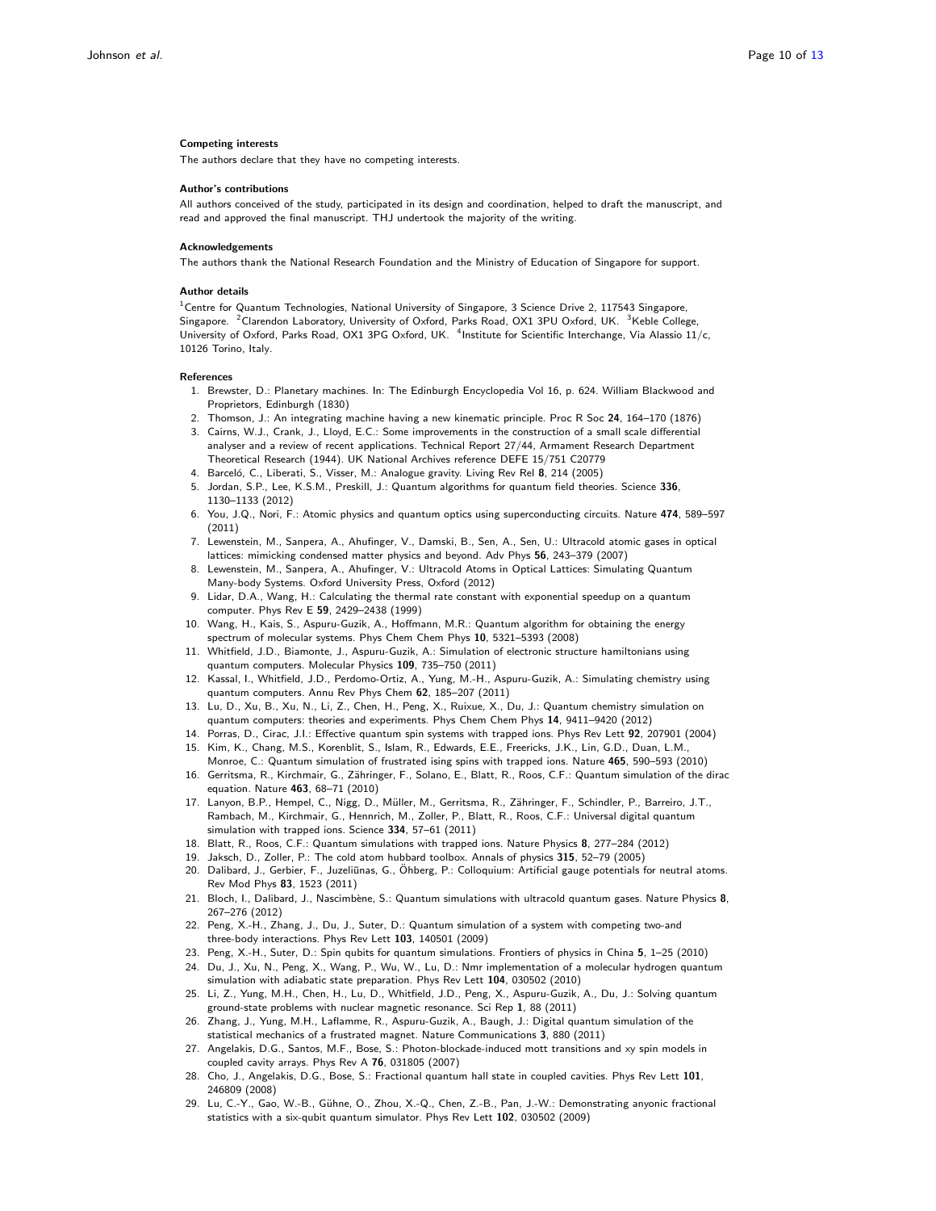### Competing interests

The authors declare that they have no competing interests.

### Author's contributions

All authors conceived of the study, participated in its design and coordination, helped to draft the manuscript, and read and approved the final manuscript. THJ undertook the majority of the writing.

### Acknowledgements

The authors thank the National Research Foundation and the Ministry of Education of Singapore for support.

### Author details

[1]Centre for Quantum Technologies, National University of Singapore, 3 Science Drive 2, 117543 Singapore, Singapore. [2]Clarendon Laboratory, University of Oxford, Parks Road, OX1 3PU Oxford, UK. [3]Keble College, University of Oxford, Parks Road, OX1 3PG Oxford, UK. [4]Institute for Scientific Interchange, Via Alassio 11/c, 10126 Torino, Italy.

### References

1. Brewster, D.: Planetary machines. In: The Edinburgh Encyclopedia Vol 16, p. 624. William Blackwood and Proprietors, Edinburgh (1830)
2. Thomson, J.: An integrating machine having a new kinematic principle. Proc R Soc **24**, 164–170 (1876)
3. Cairns, W.J., Crank, J., Lloyd, E.C.: Some improvements in the construction of a small scale differential analyser and a review of recent applications. Technical Report 27/44, Armament Research Department Theoretical Research (1944). UK National Archives reference DEFE 15/751 C20779
4. Barceló, C., Liberati, S., Visser, M.: Analogue gravity. Living Rev Rel **8**, 214 (2005)
5. Jordan, S.P., Lee, K.S.M., Preskill, J.: Quantum algorithms for quantum field theories. Science **336**, 1130–1133 (2012)
6. You, J.Q., Nori, F.: Atomic physics and quantum optics using superconducting circuits. Nature **474**, 589–597 (2011)
7. Lewenstein, M., Sanpera, A., Ahufinger, V., Damski, B., Sen, A., Sen, U.: Ultracold atomic gases in optical lattices: mimicking condensed matter physics and beyond. Adv Phys **56**, 243–379 (2007)
8. Lewenstein, M., Sanpera, A., Ahufinger, V.: Ultracold Atoms in Optical Lattices: Simulating Quantum Many-body Systems. Oxford University Press, Oxford (2012)
9. Lidar, D.A., Wang, H.: Calculating the thermal rate constant with exponential speedup on a quantum computer. Phys Rev E **59**, 2429–2438 (1999)
10. Wang, H., Kais, S., Aspuru-Guzik, A., Hoffmann, M.R.: Quantum algorithm for obtaining the energy spectrum of molecular systems. Phys Chem Chem Phys **10**, 5321–5393 (2008)
11. Whitfield, J.D., Biamonte, J., Aspuru-Guzik, A.: Simulation of electronic structure hamiltonians using quantum computers. Molecular Physics **109**, 735–750 (2011)
12. Kassal, I., Whitfield, J.D., Perdomo-Ortiz, A., Yung, M.-H., Aspuru-Guzik, A.: Simulating chemistry using quantum computers. Annu Rev Phys Chem **62**, 185–207 (2011)
13. Lu, D., Xu, B., Xu, N., Li, Z., Chen, H., Peng, X., Ruixue, X., Du, J.: Quantum chemistry simulation on quantum computers: theories and experiments. Phys Chem Chem Phys **14**, 9411–9420 (2012)
14. Porras, D., Cirac, J.I.: Effective quantum spin systems with trapped ions. Phys Rev Lett **92**, 207901 (2004)
15. Kim, K., Chang, M.S., Korenblit, S., Islam, R., Edwards, E.E., Freericks, J.K., Lin, G.D., Duan, L.M., Monroe, C.: Quantum simulation of frustrated Ising spins with trapped ions. Nature **465**, 590–593 (2010)
16. Gerritsma, R., Kirchmair, G., Zähringer, F., Solano, E., Blatt, R., Roos, C.F.: Quantum simulation of the dirac equation. Nature **463**, 68–71 (2010)
17. Lanyon, B.P., Hempel, C., Nigg, D., Müller, M., Gerritsma, R., Zähringer, F., Schindler, P., Barreiro, J.T., Rambach, M., Kirchmair, G., Hennrich, M., Zoller, P., Blatt, R., Roos, C.F.: Universal digital quantum simulation with trapped ions. Science **334**, 57–61 (2011)
18. Blatt, R., Roos, C.F.: Quantum simulations with trapped ions. Nature Physics **8**, 277–284 (2012)
19. Jaksch, D., Zoller, P.: The cold atom hubbard toolbox. Annals of physics **315**, 52–79 (2005)
20. Dalibard, J., Gerbier, F., Juzeliūnas, G., Öhberg, P.: Colloquium: Artificial gauge potentials for neutral atoms. Rev Mod Phys **83**, 1523 (2011)
21. Bloch, I., Dalibard, J., Nascimbène, S.: Quantum simulations with ultracold quantum gases. Nature Physics **8**, 267–276 (2012)
22. Peng, X.-H., Zhang, J., Du, J., Suter, D.: Quantum simulation of a system with competing two-and three-body interactions. Phys Rev Lett **103**, 140501 (2009)
23. Peng, X.-H., Suter, D.: Spin qubits for quantum simulations. Frontiers of physics in China **5**, 1–25 (2010)
24. Du, J., Xu, N., Peng, X., Wang, P., Wu, W., Lu, D.: Nmr implementation of a molecular hydrogen quantum simulation with adiabatic state preparation. Phys Rev Lett **104**, 030502 (2010)
25. Li, Z., Yung, M.H., Chen, H., Lu, D., Whitfield, J.D., Peng, X., Aspuru-Guzik, A., Du, J.: Solving quantum ground-state problems with nuclear magnetic resonance. Sci Rep **1**, 88 (2011)
26. Zhang, J., Yung, M.H., Laflamme, R., Aspuru-Guzik, A., Baugh, J.: Digital quantum simulation of the statistical mechanics of a frustrated magnet. Nature Communications **3**, 880 (2011)
27. Angelakis, D.G., Santos, M.F., Bose, S.: Photon-blockade-induced mott transitions and xy spin models in coupled cavity arrays. Phys Rev A **76**, 031805 (2007)
28. Cho, J., Angelakis, D.G., Bose, S.: Fractional quantum hall state in coupled cavities. Phys Rev Lett **101**, 246809 (2008)
29. Lu, C.-Y., Gao, W.-B., Gühne, O., Zhou, X.-Q., Chen, Z.-B., Pan, J.-W.: Demonstrating anyonic fractional statistics with a six-qubit quantum simulator. Phys Rev Lett **102**, 030502 (2009)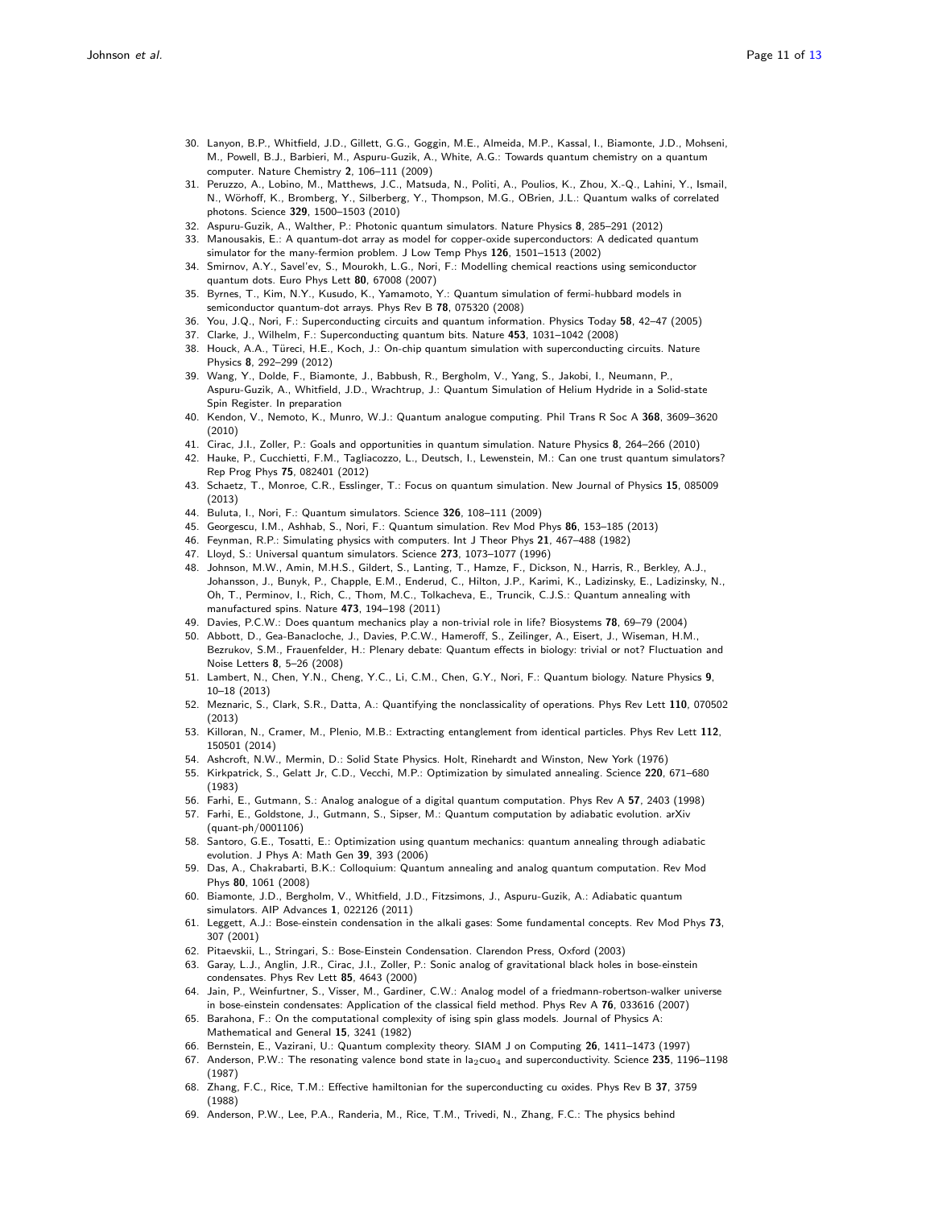30. Lanyon, B.P., Whitfield, J.D., Gillett, G.G., Goggin, M.E., Almeida, M.P., Kassal, I., Biamonte, J.D., Mohseni, M., Powell, B.J., Barbieri, M., Aspuru-Guzik, A., White, A.G.: Towards quantum chemistry on a quantum computer. Nature Chemistry **2**, 106–111 (2009)
31. Peruzzo, A., Lobino, M., Matthews, J.C., Matsuda, N., Politi, A., Poulios, K., Zhou, X.-Q., Lahini, Y., Ismail, N., Wörhoff, K., Bromberg, Y., Silberberg, Y., Thompson, M.G., OBrien, J.L.: Quantum walks of correlated photons. Science **329**, 1500–1503 (2010)
32. Aspuru-Guzik, A., Walther, P.: Photonic quantum simulators. Nature Physics **8**, 285–291 (2012)
33. Manousakis, E.: A quantum-dot array as model for copper-oxide superconductors: A dedicated quantum simulator for the many-fermion problem. J Low Temp Phys **126**, 1501–1513 (2002)
34. Smirnov, A.Y., Savel'ev, S., Mourokh, L.G., Nori, F.: Modelling chemical reactions using semiconductor quantum dots. Euro Phys Lett **80**, 67008 (2007)
35. Byrnes, T., Kim, N.Y., Kusudo, K., Yamamoto, Y.: Quantum simulation of fermi-hubbard models in semiconductor quantum-dot arrays. Phys Rev B **78**, 075320 (2008)
36. You, J.Q., Nori, F.: Superconducting circuits and quantum information. Physics Today **58**, 42–47 (2005)
37. Clarke, J., Wilhelm, F.: Superconducting quantum bits. Nature **453**, 1031–1042 (2008)
38. Houck, A.A., Türeci, H.E., Koch, J.: On-chip quantum simulation with superconducting circuits. Nature Physics **8**, 292–299 (2012)
39. Wang, Y., Dolde, F., Biamonte, J., Babbush, R., Bergholm, V., Yang, S., Jakobi, I., Neumann, P., Aspuru-Guzik, A., Whitfield, J.D., Wrachtrup, J.: Quantum Simulation of Helium Hydride in a Solid-state Spin Register. In preparation
40. Kendon, V., Nemoto, K., Munro, W.J.: Quantum analogue computing. Phil Trans R Soc A **368**, 3609–3620 (2010)
41. Cirac, J.I., Zoller, P.: Goals and opportunities in quantum simulation. Nature Physics **8**, 264–266 (2010)
42. Hauke, P., Cucchietti, F.M., Tagliacozzo, L., Deutsch, I., Lewenstein, M.: Can one trust quantum simulators? Rep Prog Phys **75**, 082401 (2012)
43. Schaetz, T., Monroe, C.R., Esslinger, T.: Focus on quantum simulation. New Journal of Physics **15**, 085009 (2013)
44. Buluta, I., Nori, F.: Quantum simulators. Science **326**, 108–111 (2009)
45. Georgescu, I.M., Ashhab, S., Nori, F.: Quantum simulation. Rev Mod Phys **86**, 153–185 (2013)
46. Feynman, R.P.: Simulating physics with computers. Int J Theor Phys **21**, 467–488 (1982)
47. Lloyd, S.: Universal quantum simulators. Science **273**, 1073–1077 (1996)
48. Johnson, M.W., Amin, M.H.S., Gildert, S., Lanting, T., Hamze, F., Dickson, N., Harris, R., Berkley, A.J., Johansson, J., Bunyk, P., Chapple, E.M., Enderud, C., Hilton, J.P., Karimi, K., Ladizinsky, E., Ladizinsky, N., Oh, T., Perminov, I., Rich, C., Thom, M.C., Tolkacheva, E., Truncik, C.J.S.: Quantum annealing with manufactured spins. Nature **473**, 194–198 (2011)
49. Davies, P.C.W.: Does quantum mechanics play a non-trivial role in life? Biosystems **78**, 69–79 (2004)
50. Abbott, D., Gea-Banacloche, J., Davies, P.C.W., Hameroff, S., Zeilinger, A., Eisert, J., Wiseman, H.M., Bezrukov, S.M., Frauenfelder, H.: Plenary debate: Quantum effects in biology: trivial or not? Fluctuation and Noise Letters **8**, 5–26 (2008)
51. Lambert, N., Chen, Y.N., Cheng, Y.C., Li, C.M., Chen, G.Y., Nori, F.: Quantum biology. Nature Physics **9**, 10–18 (2013)
52. Meznaric, S., Clark, S.R., Datta, A.: Quantifying the nonclassicality of operations. Phys Rev Lett **110**, 070502 (2013)
53. Killoran, N., Cramer, M., Plenio, M.B.: Extracting entanglement from identical particles. Phys Rev Lett **112**, 150501 (2014)
54. Ashcroft, N.W., Mermin, D.: Solid State Physics. Holt, Rinehardt and Winston, New York (1976)
55. Kirkpatrick, S., Gelatt Jr, C.D., Vecchi, M.P.: Optimization by simulated annealing. Science **220**, 671–680 (1983)
56. Farhi, E., Gutmann, S.: Analog analogue of a digital quantum computation. Phys Rev A **57**, 2403 (1998)
57. Farhi, E., Goldstone, J., Gutmann, S., Sipser, M.: Quantum computation by adiabatic evolution. arXiv (quant-ph/0001106)
58. Santoro, G.E., Tosatti, E.: Optimization using quantum mechanics: quantum annealing through adiabatic evolution. J Phys A: Math Gen **39**, 393 (2006)
59. Das, A., Chakrabarti, B.K.: Colloquium: Quantum annealing and analog quantum computation. Rev Mod Phys **80**, 1061 (2008)
60. Biamonte, J.D., Bergholm, V., Whitfield, J.D., Fitzsimons, J., Aspuru-Guzik, A.: Adiabatic quantum simulators. AIP Advances **1**, 022126 (2011)
61. Leggett, A.J.: Bose-einstein condensation in the alkali gases: Some fundamental concepts. Rev Mod Phys **73**, 307 (2001)
62. Pitaevskii, L., Stringari, S.: Bose-Einstein Condensation. Clarendon Press, Oxford (2003)
63. Garay, L.J., Anglin, J.R., Cirac, J.I., Zoller, P.: Sonic analog of gravitational black holes in bose-einstein condensates. Phys Rev Lett **85**, 4643 (2000)
64. Jain, P., Weinfurtner, S., Visser, M., Gardiner, C.W.: Analog model of a friedmann-robertson-walker universe in bose-einstein condensates: Application of the classical field method. Phys Rev A **76**, 033616 (2007)
65. Barahona, F.: On the computational complexity of ising spin glass models. Journal of Physics A: Mathematical and General **15**, 3241 (1982)
66. Bernstein, E., Vazirani, U.: Quantum complexity theory. SIAM J on Computing **26**, 1411–1473 (1997)
67. Anderson, P.W.: The resonating valence bond state in $la_2cuo_4$ and superconductivity. Science **235**, 1196–1198 (1987)
68. Zhang, F.C., Rice, T.M.: Effective hamiltonian for the superconducting cu oxides. Phys Rev B **37**, 3759 (1988)
69. Anderson, P.W., Lee, P.A., Randeria, M., Rice, T.M., Trivedi, N., Zhang, F.C.: The physics behind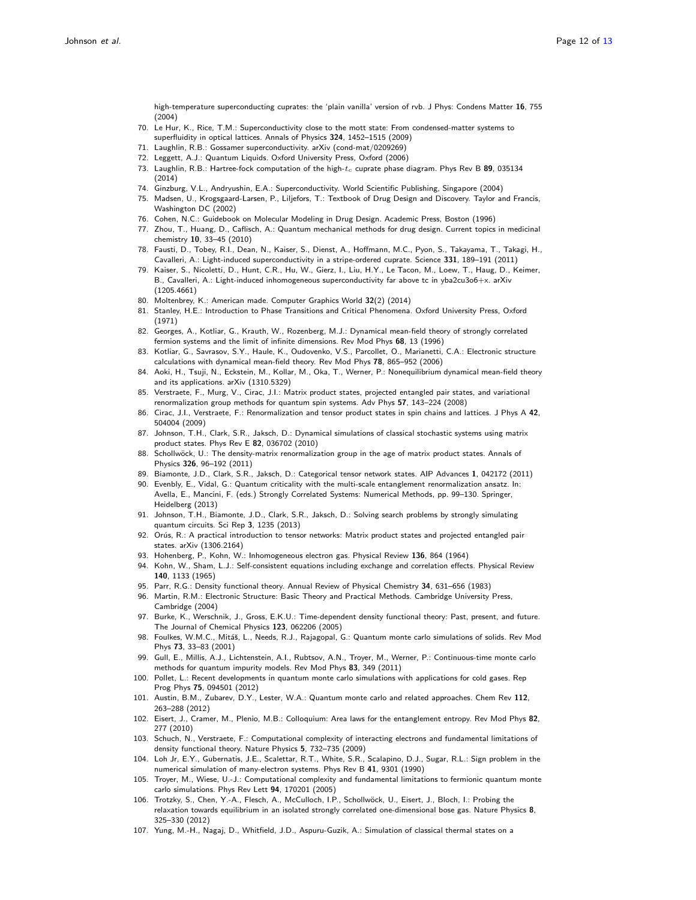high-temperature superconducting cuprates: the 'plain vanilla' version of rvb. J Phys: Condens Matter **16**, 755 (2004)

70. Le Hur, K., Rice, T.M.: Superconductivity close to the mott state: From condensed-matter systems to superfluidity in optical lattices. Annals of Physics **324**, 1452–1515 (2009)
71. Laughlin, R.B.: Gossamer superconductivity. arXiv (cond-mat/0209269)
72. Leggett, A.J.: Quantum Liquids. Oxford University Press, Oxford (2006)
73. Laughlin, R.B.: Hartree-fock computation of the high-$t_c$ cuprate phase diagram. Phys Rev B **89**, 035134 (2014)
74. Ginzburg, V.L., Andryushin, E.A.: Superconductivity. World Scientific Publishing, Singapore (2004)
75. Madsen, U., Krogsgaard-Larsen, P., Liljefors, T.: Textbook of Drug Design and Discovery. Taylor and Francis, Washington DC (2002)
76. Cohen, N.C.: Guidebook on Molecular Modeling in Drug Design. Academic Press, Boston (1996)
77. Zhou, T., Huang, D., Caflisch, A.: Quantum mechanical methods for drug design. Current topics in medicinal chemistry **10**, 33–45 (2010)
78. Fausti, D., Tobey, R.I., Dean, N., Kaiser, S., Dienst, A., Hoffmann, M.C., Pyon, S., Takayama, T., Takagi, H., Cavalleri, A.: Light-induced superconductivity in a stripe-ordered cuprate. Science **331**, 189–191 (2011)
79. Kaiser, S., Nicoletti, D., Hunt, C.R., Hu, W., Gierz, I., Liu, H.Y., Le Tacon, M., Loew, T., Haug, D., Keimer, B., Cavalleri, A.: Light-induced inhomogeneous superconductivity far above tc in yba2cu3o6+x. arXiv (1205.4661)
80. Moltenbrey, K.: American made. Computer Graphics World **32**(2) (2014)
81. Stanley, H.E.: Introduction to Phase Transitions and Critical Phenomena. Oxford University Press, Oxford (1971)
82. Georges, A., Kotliar, G., Krauth, W., Rozenberg, M.J.: Dynamical mean-field theory of strongly correlated fermion systems and the limit of infinite dimensions. Rev Mod Phys **68**, 13 (1996)
83. Kotliar, G., Savrasov, S.Y., Haule, K., Oudovenko, V.S., Parcollet, O., Marianetti, C.A.: Electronic structure calculations with dynamical mean-field theory. Rev Mod Phys **78**, 865–952 (2006)
84. Aoki, H., Tsuji, N., Eckstein, M., Kollar, M., Oka, T., Werner, P.: Nonequilibrium dynamical mean-field theory and its applications. arXiv (1310.5329)
85. Verstraete, F., Murg, V., Cirac, J.I.: Matrix product states, projected entangled pair states, and variational renormalization group methods for quantum spin systems. Adv Phys **57**, 143–224 (2008)
86. Cirac, J.I., Verstraete, F.: Renormalization and tensor product states in spin chains and lattices. J Phys A **42**, 504004 (2009)
87. Johnson, T.H., Clark, S.R., Jaksch, D.: Dynamical simulations of classical stochastic systems using matrix product states. Phys Rev E **82**, 036702 (2010)
88. Schollwöck, U.: The density-matrix renormalization group in the age of matrix product states. Annals of Physics **326**, 96–192 (2011)
89. Biamonte, J.D., Clark, S.R., Jaksch, D.: Categorical tensor network states. AIP Advances **1**, 042172 (2011)
90. Evenbly, E., Vidal, G.: Quantum criticality with the multi-scale entanglement renormalization ansatz. In: Avella, E., Mancini, F. (eds.) Strongly Correlated Systems: Numerical Methods, pp. 99–130. Springer, Heidelberg (2013)
91. Johnson, T.H., Biamonte, J.D., Clark, S.R., Jaksch, D.: Solving search problems by strongly simulating quantum circuits. Sci Rep **3**, 1235 (2013)
92. Orús, R.: A practical introduction to tensor networks: Matrix product states and projected entangled pair states. arXiv (1306.2164)
93. Hohenberg, P., Kohn, W.: Inhomogeneous electron gas. Physical Review **136**, 864 (1964)
94. Kohn, W., Sham, L.J.: Self-consistent equations including exchange and correlation effects. Physical Review **140**, 1133 (1965)
95. Parr, R.G.: Density functional theory. Annual Review of Physical Chemistry **34**, 631–656 (1983)
96. Martin, R.M.: Electronic Structure: Basic Theory and Practical Methods. Cambridge University Press, Cambridge (2004)
97. Burke, K., Werschnik, J., Gross, E.K.U.: Time-dependent density functional theory: Past, present, and future. The Journal of Chemical Physics **123**, 062206 (2005)
98. Foulkes, W.M.C., Mitáš, L., Needs, R.J., Rajagopal, G.: Quantum monte carlo simulations of solids. Rev Mod Phys **73**, 33–83 (2001)
99. Gull, E., Millis, A.J., Lichtenstein, A.I., Rubtsov, A.N., Troyer, M., Werner, P.: Continuous-time monte carlo methods for quantum impurity models. Rev Mod Phys **83**, 349 (2011)
100. Pollet, L.: Recent developments in quantum monte carlo simulations with applications for cold gases. Rep Prog Phys **75**, 094501 (2012)
101. Austin, B.M., Zubarev, D.Y., Lester, W.A.: Quantum monte carlo and related approaches. Chem Rev **112**, 263–288 (2012)
102. Eisert, J., Cramer, M., Plenio, M.B.: Colloquium: Area laws for the entanglement entropy. Rev Mod Phys **82**, 277 (2010)
103. Schuch, N., Verstraete, F.: Computational complexity of interacting electrons and fundamental limitations of density functional theory. Nature Physics **5**, 732–735 (2009)
104. Loh Jr, E.Y., Gubernatis, J.E., Scalettar, R.T., White, S.R., Scalapino, D.J., Sugar, R.L.: Sign problem in the numerical simulation of many-electron systems. Phys Rev B **41**, 9301 (1990)
105. Troyer, M., Wiese, U.-J.: Computational complexity and fundamental limitations to fermionic quantum monte carlo simulations. Phys Rev Lett **94**, 170201 (2005)
106. Trotzky, S., Chen, Y.-A., Flesch, A., McCulloch, I.P., Schollwöck, U., Eisert, J., Bloch, I.: Probing the relaxation towards equilibrium in an isolated strongly correlated one-dimensional bose gas. Nature Physics **8**, 325–330 (2012)
107. Yung, M.-H., Nagaj, D., Whitfield, J.D., Aspuru-Guzik, A.: Simulation of classical thermal states on a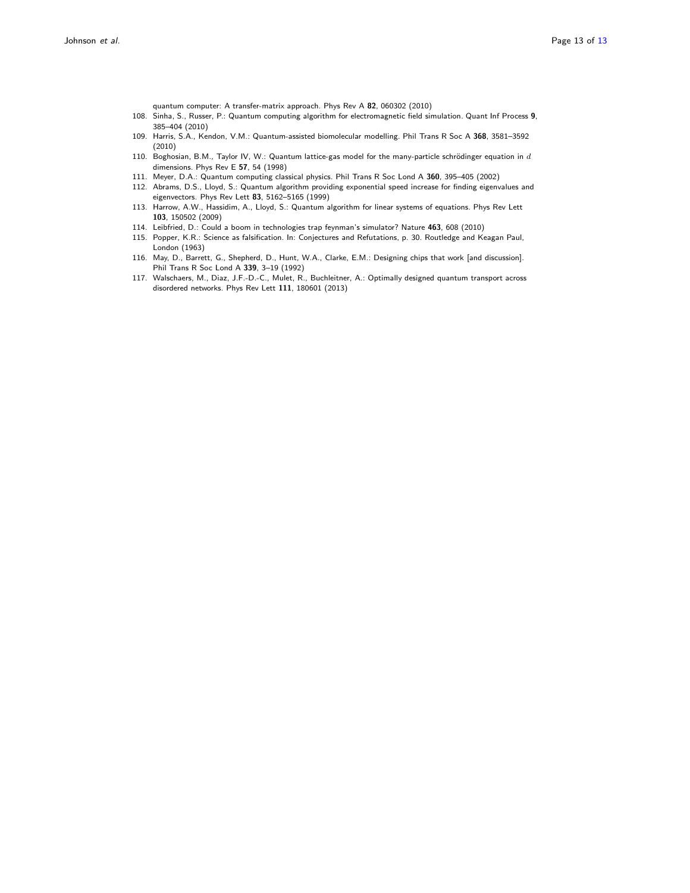quantum computer: A transfer-matrix approach. Phys Rev A **82**, 060302 (2010)

108. Sinha, S., Russer, P.: Quantum computing algorithm for electromagnetic field simulation. Quant Inf Process **9**, 385–404 (2010)
109. Harris, S.A., Kendon, V.M.: Quantum-assisted biomolecular modelling. Phil Trans R Soc A **368**, 3581–3592 (2010)
110. Boghosian, B.M., Taylor IV, W.: Quantum lattice-gas model for the many-particle schrödinger equation in $d$ dimensions. Phys Rev E **57**, 54 (1998)
111. Meyer, D.A.: Quantum computing classical physics. Phil Trans R Soc Lond A **360**, 395–405 (2002)
112. Abrams, D.S., Lloyd, S.: Quantum algorithm providing exponential speed increase for finding eigenvalues and eigenvectors. Phys Rev Lett **83**, 5162–5165 (1999)
113. Harrow, A.W., Hassidim, A., Lloyd, S.: Quantum algorithm for linear systems of equations. Phys Rev Lett **103**, 150502 (2009)
114. Leibfried, D.: Could a boom in technologies trap feynman's simulator? Nature **463**, 608 (2010)
115. Popper, K.R.: Science as falsification. In: Conjectures and Refutations, p. 30. Routledge and Keagan Paul, London (1963)
116. May, D., Barrett, G., Shepherd, D., Hunt, W.A., Clarke, E.M.: Designing chips that work [and discussion]. Phil Trans R Soc Lond A **339**, 3–19 (1992)
117. Walschaers, M., Diaz, J.F.-D.-C., Mulet, R., Buchleitner, A.: Optimally designed quantum transport across disordered networks. Phys Rev Lett **111**, 180601 (2013)